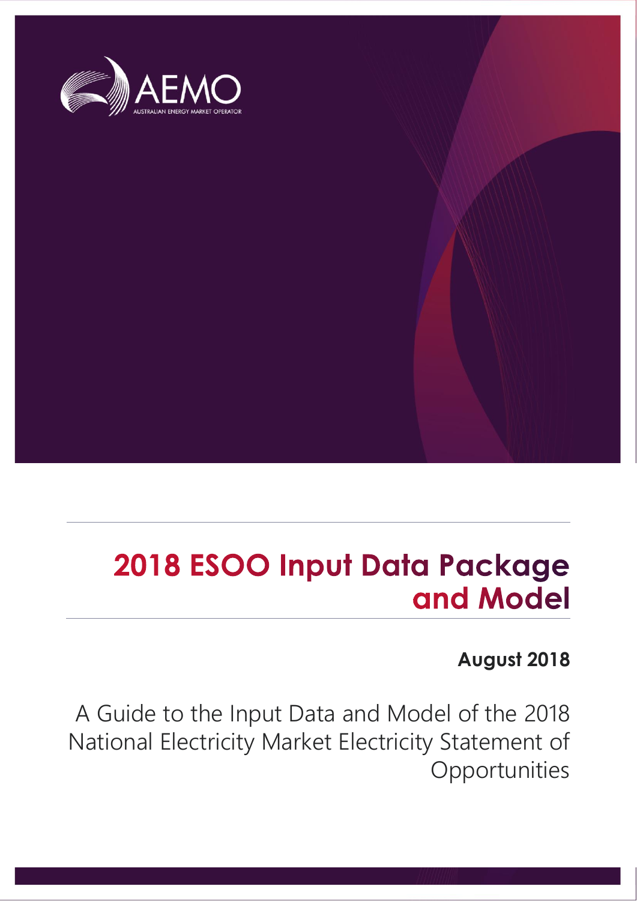AEMO

AUSTRALIAN ENERGY MARKET OPERATOR

# 2018 ESOO Input Data Package and Model

**August 2018**

A Guide to the Input Data and Model of the 2018 National Electricity Market Electricity Statement of Opportunities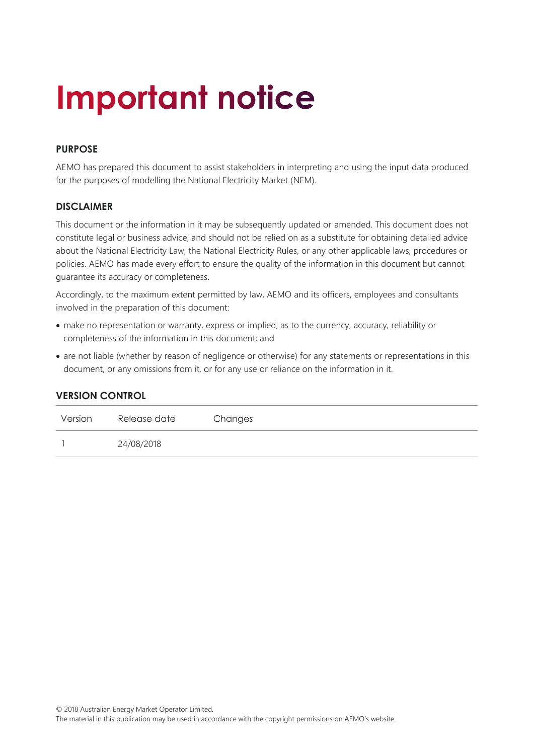# Important notice

### PURPOSE

AEMO has prepared this document to assist stakeholders in interpreting and using the input data produced for the purposes of modelling the National Electricity Market (NEM).

### DISCLAIMER

This document or the information in it may be subsequently updated or amended. This document does not constitute legal or business advice, and should not be relied on as a substitute for obtaining detailed advice about the National Electricity Law, the National Electricity Rules, or any other applicable laws, procedures or policies. AEMO has made every effort to ensure the quality of the information in this document but cannot guarantee its accuracy or completeness.

Accordingly, to the maximum extent permitted by law, AEMO and its officers, employees and consultants involved in the preparation of this document:

- make no representation or warranty, express or implied, as to the currency, accuracy, reliability or completeness of the information in this document; and
- are not liable (whether by reason of negligence or otherwise) for any statements or representations in this document, or any omissions from it, or for any use or reliance on the information in it.

### VERSION CONTROL

| Version | Release date | Changes |
|---|---|---|
| 1 | 24/08/2018 | |

© 2018 Australian Energy Market Operator Limited.
The material in this publication may be used in accordance with the copyright permissions on AEMO's website.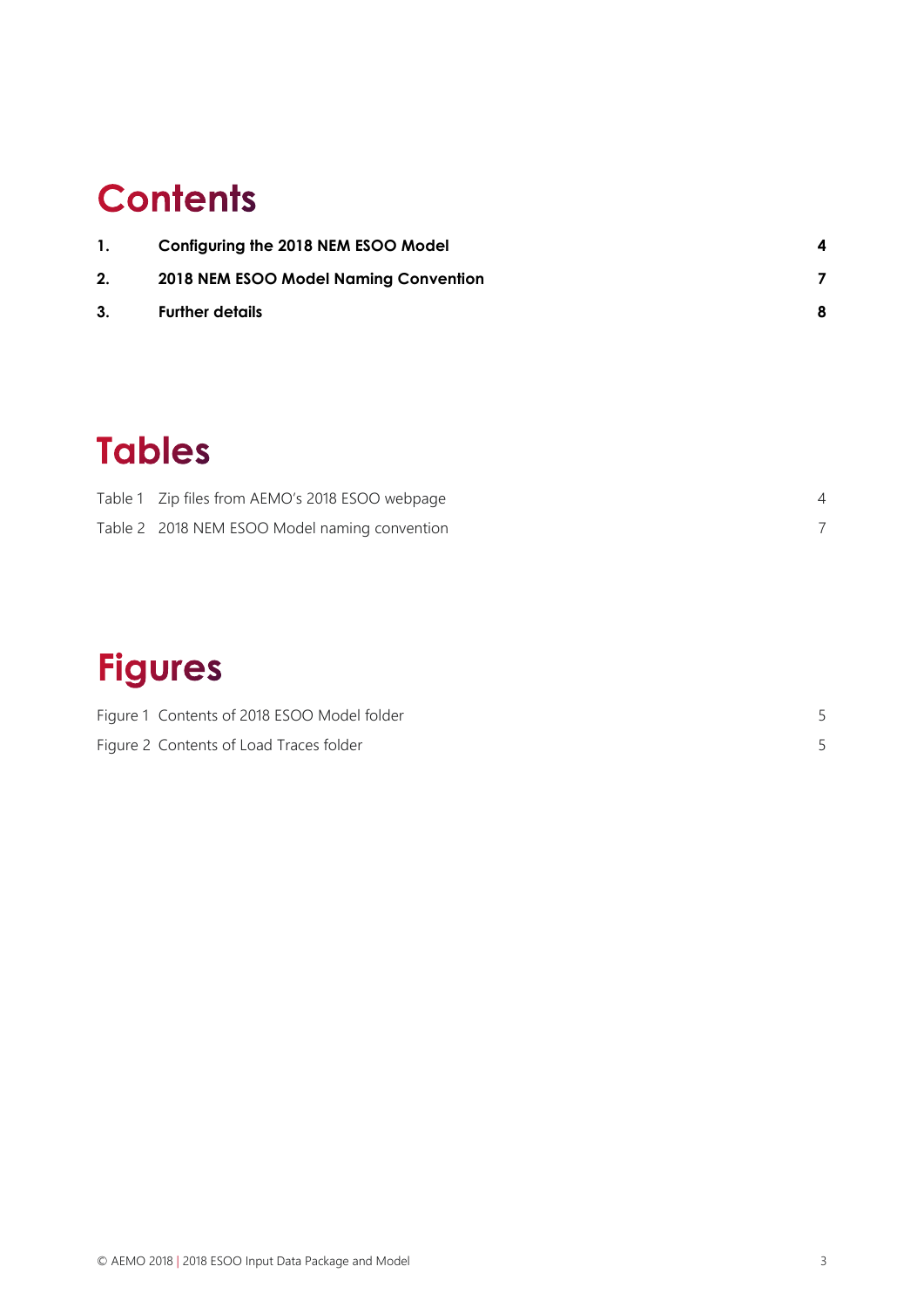# Contents

| | | |
|---|---|---|
| **1.** | **Configuring the 2018 NEM ESOO Model** | **4** |
| **2.** | **2018 NEM ESOO Model Naming Convention** | **7** |
| **3.** | **Further details** | **8** |

# Tables

| | |
|---|---|
| Table 1 Zip files from AEMO's 2018 ESOO webpage | 4 |
| Table 2 2018 NEM ESOO Model naming convention | 7 |

# Figures

| | |
|---|---|
| Figure 1 Contents of 2018 ESOO Model folder | 5 |
| Figure 2 Contents of Load Traces folder | 5 |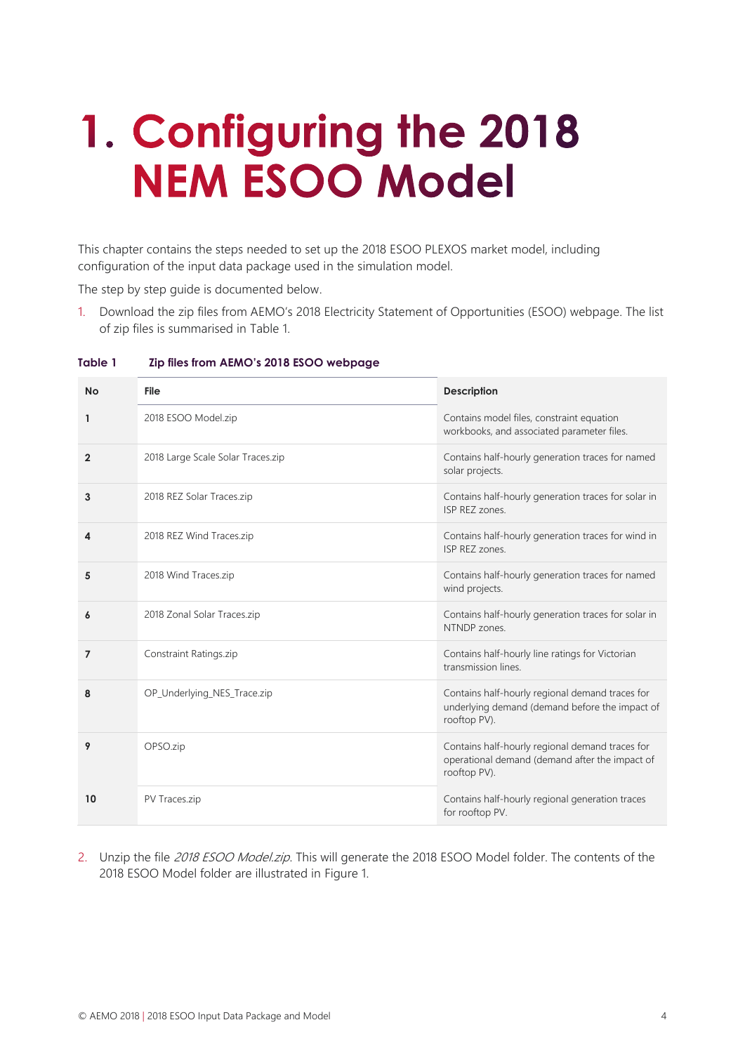# 1. Configuring the 2018 NEM ESOO Model

This chapter contains the steps needed to set up the 2018 ESOO PLEXOS market model, including configuration of the input data package used in the simulation model.

The step by step guide is documented below.

1. Download the zip files from AEMO's 2018 Electricity Statement of Opportunities (ESOO) webpage. The list of zip files is summarised in Table 1.

**Table 1 Zip files from AEMO's 2018 ESOO webpage**

| No | File | Description |
|---|---|---|
| **1** | 2018 ESOO Model.zip | Contains model files, constraint equation workbooks, and associated parameter files. |
| **2** | 2018 Large Scale Solar Traces.zip | Contains half-hourly generation traces for named solar projects. |
| **3** | 2018 REZ Solar Traces.zip | Contains half-hourly generation traces for solar in ISP REZ zones. |
| **4** | 2018 REZ Wind Traces.zip | Contains half-hourly generation traces for wind in ISP REZ zones. |
| **5** | 2018 Wind Traces.zip | Contains half-hourly generation traces for named wind projects. |
| **6** | 2018 Zonal Solar Traces.zip | Contains half-hourly generation traces for solar in NTNDP zones. |
| **7** | Constraint Ratings.zip | Contains half-hourly line ratings for Victorian transmission lines. |
| **8** | OP_Underlying_NES_Trace.zip | Contains half-hourly regional demand traces for underlying demand (demand before the impact of rooftop PV). |
| **9** | OPSO.zip | Contains half-hourly regional demand traces for operational demand (demand after the impact of rooftop PV). |
| **10** | PV Traces.zip | Contains half-hourly regional generation traces for rooftop PV. |

2. Unzip the file *2018 ESOO Model.zip*. This will generate the 2018 ESOO Model folder. The contents of the 2018 ESOO Model folder are illustrated in Figure 1.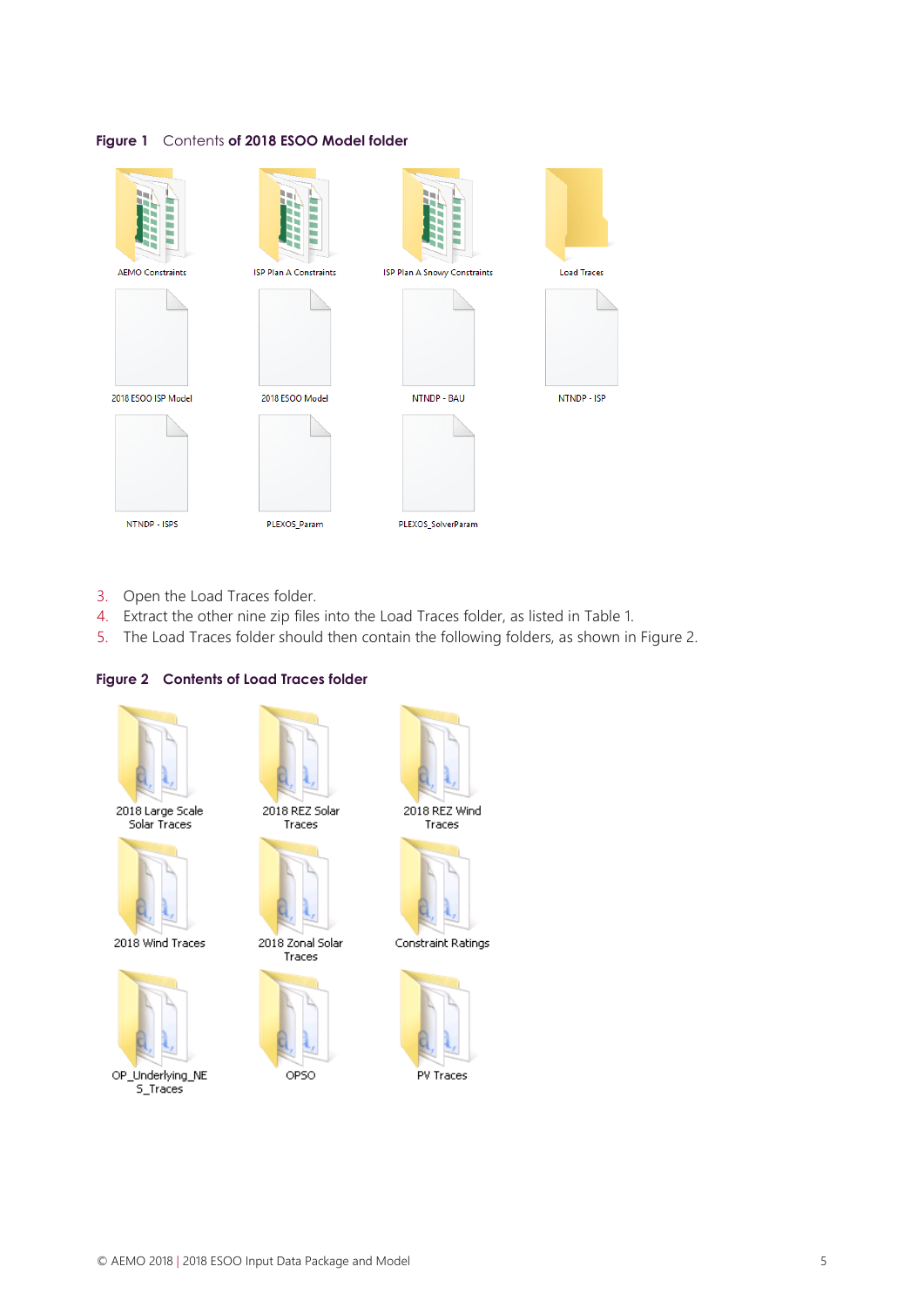**Figure 1** Contents **of 2018 ESOO Model folder**

AEMO Constraints

ISP Plan A Constraints

ISP Plan A Snowy Constraints

Load Traces

2018 ESOO ISP Model

2018 ESOO Model

NTNDP - BAU

NTNDP - ISP

NTNDP - ISPS

PLEXOS_Param

PLEXOS_SolverParam

3. Open the Load Traces folder.
4. Extract the other nine zip files into the Load Traces folder, as listed in Table 1.
5. The Load Traces folder should then contain the following folders, as shown in Figure 2.

**Figure 2 Contents of Load Traces folder**

2018 Large Scale Solar Traces

2018 REZ Solar Traces

2018 REZ Wind Traces

2018 Wind Traces

2018 Zonal Solar Traces

Constraint Ratings

OP_Underlying_NES_Traces

OPSO

PV Traces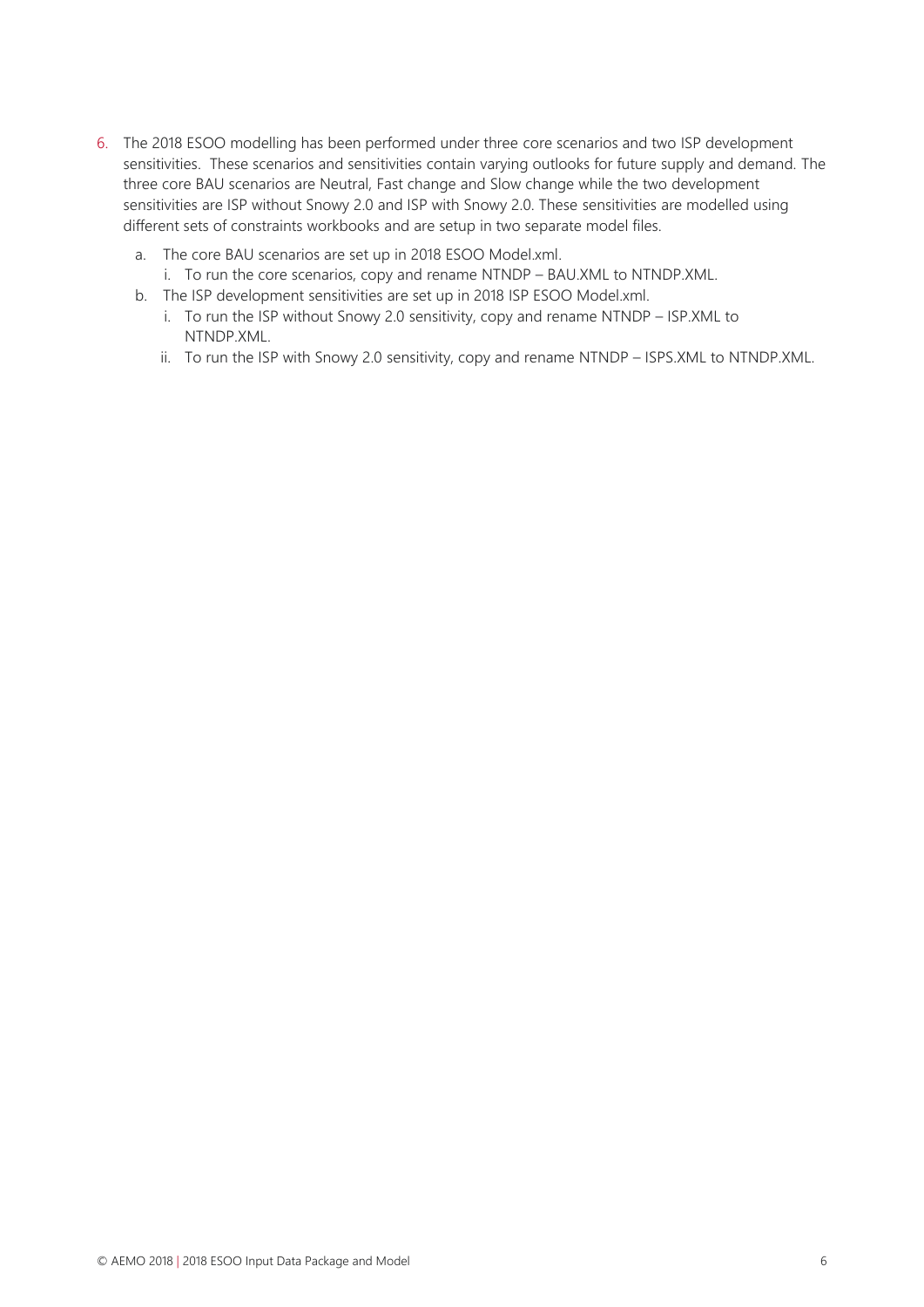6. The 2018 ESOO modelling has been performed under three core scenarios and two ISP development sensitivities. These scenarios and sensitivities contain varying outlooks for future supply and demand. The three core BAU scenarios are Neutral, Fast change and Slow change while the two development sensitivities are ISP without Snowy 2.0 and ISP with Snowy 2.0. These sensitivities are modelled using different sets of constraints workbooks and are setup in two separate model files.
   a. The core BAU scenarios are set up in 2018 ESOO Model.xml.
      i. To run the core scenarios, copy and rename NTNDP – BAU.XML to NTNDP.XML.
   b. The ISP development sensitivities are set up in 2018 ISP ESOO Model.xml.
      i. To run the ISP without Snowy 2.0 sensitivity, copy and rename NTNDP – ISP.XML to NTNDP.XML.
      ii. To run the ISP with Snowy 2.0 sensitivity, copy and rename NTNDP – ISPS.XML to NTNDP.XML.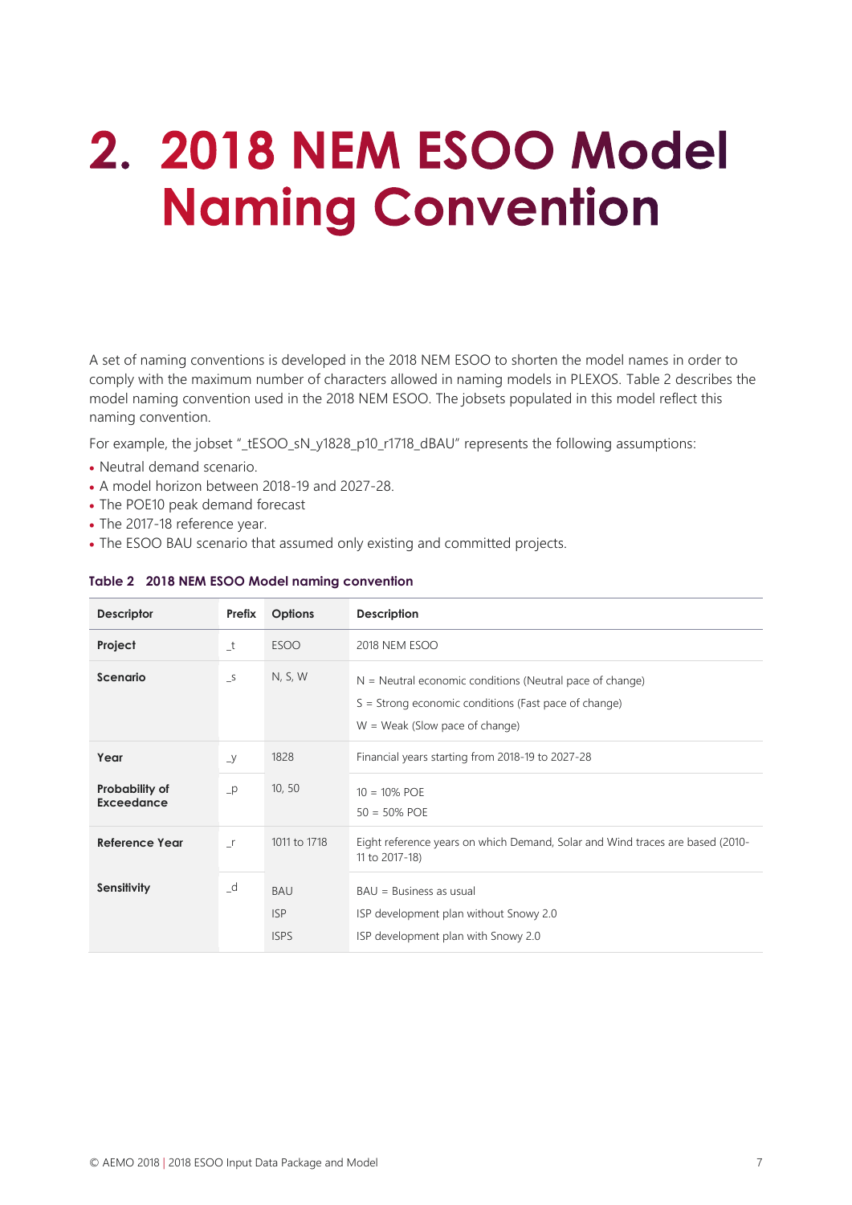# 2. 2018 NEM ESOO Model Naming Convention

A set of naming conventions is developed in the 2018 NEM ESOO to shorten the model names in order to comply with the maximum number of characters allowed in naming models in PLEXOS. Table 2 describes the model naming convention used in the 2018 NEM ESOO. The jobsets populated in this model reflect this naming convention.

For example, the jobset "_tESOO_sN_y1828_p10_r1718_dBAU" represents the following assumptions:

- Neutral demand scenario.
- A model horizon between 2018-19 and 2027-28.
- The POE10 peak demand forecast
- The 2017-18 reference year.
- The ESOO BAU scenario that assumed only existing and committed projects.

**Table 2 2018 NEM ESOO Model naming convention**

| Descriptor | Prefix | Options | Description |
|---|---|---|---|
| **Project** | _t | ESOO | 2018 NEM ESOO |
| **Scenario** | _s | N, S, W | N = Neutral economic conditions (Neutral pace of change)<br>S = Strong economic conditions (Fast pace of change)<br>W = Weak (Slow pace of change) |
| **Year** | _y | 1828 | Financial years starting from 2018-19 to 2027-28 |
| **Probability of Exceedance** | _p | 10, 50 | 10 = 10% POE<br>50 = 50% POE |
| **Reference Year** | _r | 1011 to 1718 | Eight reference years on which Demand, Solar and Wind traces are based (2010-11 to 2017-18) |
| **Sensitivity** | _d | BAU<br>ISP<br>ISPS | BAU = Business as usual<br>ISP development plan without Snowy 2.0<br>ISP development plan with Snowy 2.0 |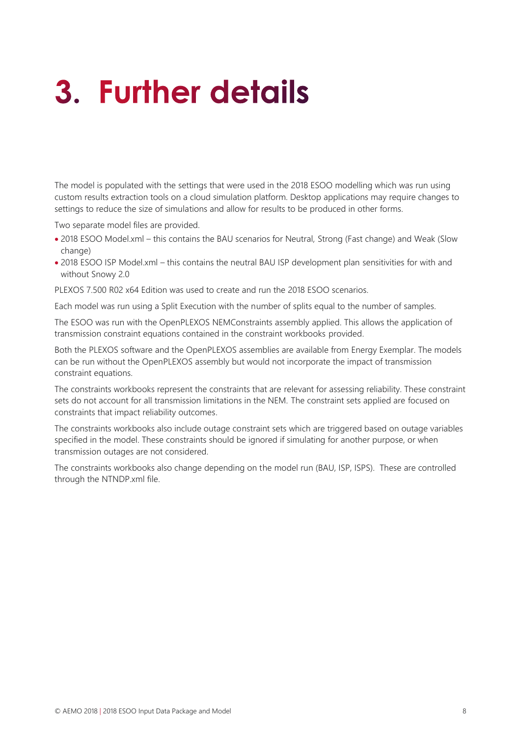# 3. Further details

The model is populated with the settings that were used in the 2018 ESOO modelling which was run using custom results extraction tools on a cloud simulation platform. Desktop applications may require changes to settings to reduce the size of simulations and allow for results to be produced in other forms.

Two separate model files are provided.

- 2018 ESOO Model.xml – this contains the BAU scenarios for Neutral, Strong (Fast change) and Weak (Slow change)
- 2018 ESOO ISP Model.xml – this contains the neutral BAU ISP development plan sensitivities for with and without Snowy 2.0

PLEXOS 7.500 R02 x64 Edition was used to create and run the 2018 ESOO scenarios.

Each model was run using a Split Execution with the number of splits equal to the number of samples.

The ESOO was run with the OpenPLEXOS NEMConstraints assembly applied. This allows the application of transmission constraint equations contained in the constraint workbooks provided.

Both the PLEXOS software and the OpenPLEXOS assemblies are available from Energy Exemplar. The models can be run without the OpenPLEXOS assembly but would not incorporate the impact of transmission constraint equations.

The constraints workbooks represent the constraints that are relevant for assessing reliability. These constraint sets do not account for all transmission limitations in the NEM. The constraint sets applied are focused on constraints that impact reliability outcomes.

The constraints workbooks also include outage constraint sets which are triggered based on outage variables specified in the model. These constraints should be ignored if simulating for another purpose, or when transmission outages are not considered.

The constraints workbooks also change depending on the model run (BAU, ISP, ISPS). These are controlled through the NTNDP.xml file.